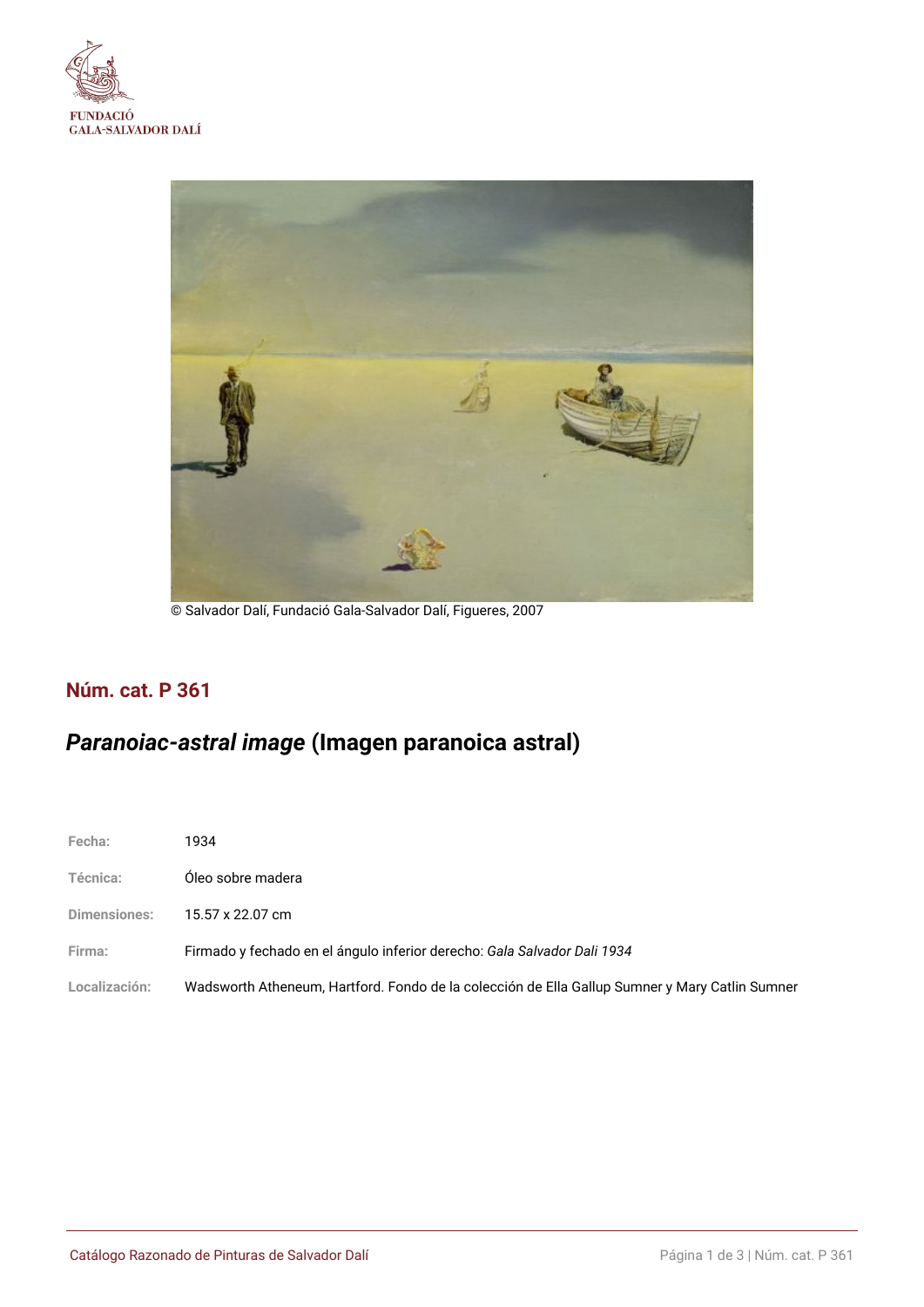FUNDACIÓ
GALA-SALVADOR DALÍ

© Salvador Dalí, Fundació Gala-Salvador Dalí, Figueres, 2007

## Núm. cat. P 361

# *Paranoiac-astral image* (Imagen paranoica astral)

| | |
|---|---|
| **Fecha:** | 1934 |
| **Técnica:** | Óleo sobre madera |
| **Dimensiones:** | 15.57 x 22.07 cm |
| **Firma:** | Firmado y fechado en el ángulo inferior derecho: *Gala Salvador Dali 1934* |
| **Localización:** | Wadsworth Atheneum, Hartford. Fondo de la colección de Ella Gallup Sumner y Mary Catlin Sumner |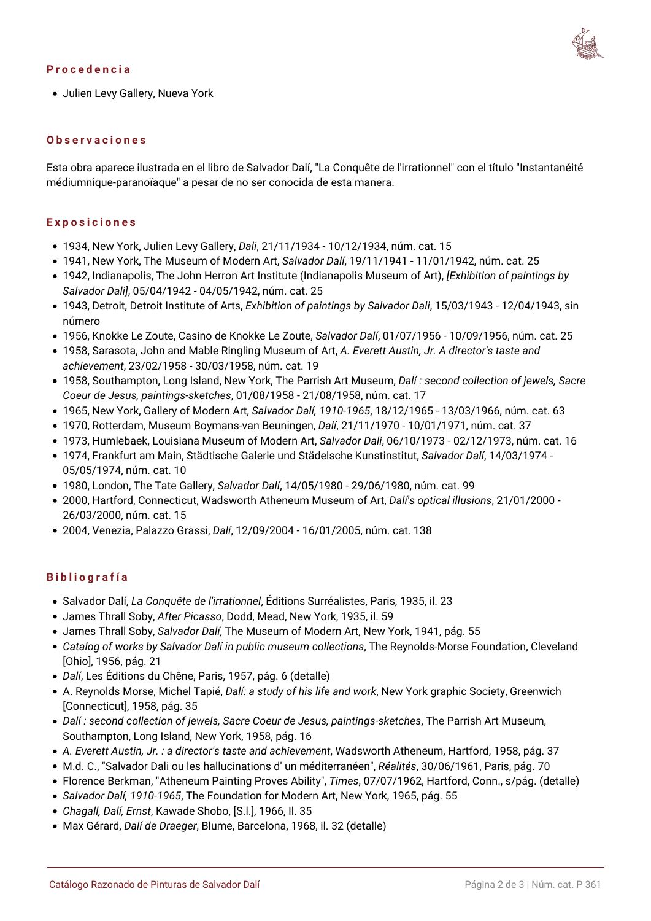## Procedencia

- Julien Levy Gallery, Nueva York

## Observaciones

Esta obra aparece ilustrada en el libro de Salvador Dalí, "La Conquête de l'irrationnel" con el título "Instantanéité médiumnique-paranoïaque" a pesar de no ser conocida de esta manera.

## Exposiciones

- 1934, New York, Julien Levy Gallery, *Dali*, 21/11/1934 - 10/12/1934, núm. cat. 15
- 1941, New York, The Museum of Modern Art, *Salvador Dalí*, 19/11/1941 - 11/01/1942, núm. cat. 25
- 1942, Indianapolis, The John Herron Art Institute (Indianapolis Museum of Art), *[Exhibition of paintings by Salvador Dali]*, 05/04/1942 - 04/05/1942, núm. cat. 25
- 1943, Detroit, Detroit Institute of Arts, *Exhibition of paintings by Salvador Dali*, 15/03/1943 - 12/04/1943, sin número
- 1956, Knokke Le Zoute, Casino de Knokke Le Zoute, *Salvador Dalí*, 01/07/1956 - 10/09/1956, núm. cat. 25
- 1958, Sarasota, John and Mable Ringling Museum of Art, *A. Everett Austin, Jr. A director's taste and achievement*, 23/02/1958 - 30/03/1958, núm. cat. 19
- 1958, Southampton, Long Island, New York, The Parrish Art Museum, *Dalí : second collection of jewels, Sacre Coeur de Jesus, paintings-sketches*, 01/08/1958 - 21/08/1958, núm. cat. 17
- 1965, New York, Gallery of Modern Art, *Salvador Dalí, 1910-1965*, 18/12/1965 - 13/03/1966, núm. cat. 63
- 1970, Rotterdam, Museum Boymans-van Beuningen, *Dalí*, 21/11/1970 - 10/01/1971, núm. cat. 37
- 1973, Humlebaek, Louisiana Museum of Modern Art, *Salvador Dali*, 06/10/1973 - 02/12/1973, núm. cat. 16
- 1974, Frankfurt am Main, Städtische Galerie und Städelsche Kunstinstitut, *Salvador Dalí*, 14/03/1974 - 05/05/1974, núm. cat. 10
- 1980, London, The Tate Gallery, *Salvador Dalí*, 14/05/1980 - 29/06/1980, núm. cat. 99
- 2000, Hartford, Connecticut, Wadsworth Atheneum Museum of Art, *Dalí's optical illusions*, 21/01/2000 - 26/03/2000, núm. cat. 15
- 2004, Venezia, Palazzo Grassi, *Dalí*, 12/09/2004 - 16/01/2005, núm. cat. 138

## Bibliografía

- Salvador Dalí, *La Conquête de l'irrationnel*, Éditions Surréalistes, Paris, 1935, il. 23
- James Thrall Soby, *After Picasso*, Dodd, Mead, New York, 1935, il. 59
- James Thrall Soby, *Salvador Dalí*, The Museum of Modern Art, New York, 1941, pág. 55
- *Catalog of works by Salvador Dalí in public museum collections*, The Reynolds-Morse Foundation, Cleveland [Ohio], 1956, pág. 21
- *Dalí*, Les Éditions du Chêne, Paris, 1957, pág. 6 (detalle)
- A. Reynolds Morse, Michel Tapié, *Dalí: a study of his life and work*, New York graphic Society, Greenwich [Connecticut], 1958, pág. 35
- *Dalí : second collection of jewels, Sacre Coeur de Jesus, paintings-sketches*, The Parrish Art Museum, Southampton, Long Island, New York, 1958, pág. 16
- *A. Everett Austin, Jr. : a director's taste and achievement*, Wadsworth Atheneum, Hartford, 1958, pág. 37
- M.d. C., "Salvador Dali ou les hallucinations d' un méditerranéen", *Réalités*, 30/06/1961, Paris, pág. 70
- Florence Berkman, "Atheneum Painting Proves Ability", *Times*, 07/07/1962, Hartford, Conn., s/pág. (detalle)
- *Salvador Dalí, 1910-1965*, The Foundation for Modern Art, New York, 1965, pág. 55
- *Chagall, Dalí, Ernst*, Kawade Shobo, [S.l.], 1966, Il. 35
- Max Gérard, *Dalí de Draeger*, Blume, Barcelona, 1968, il. 32 (detalle)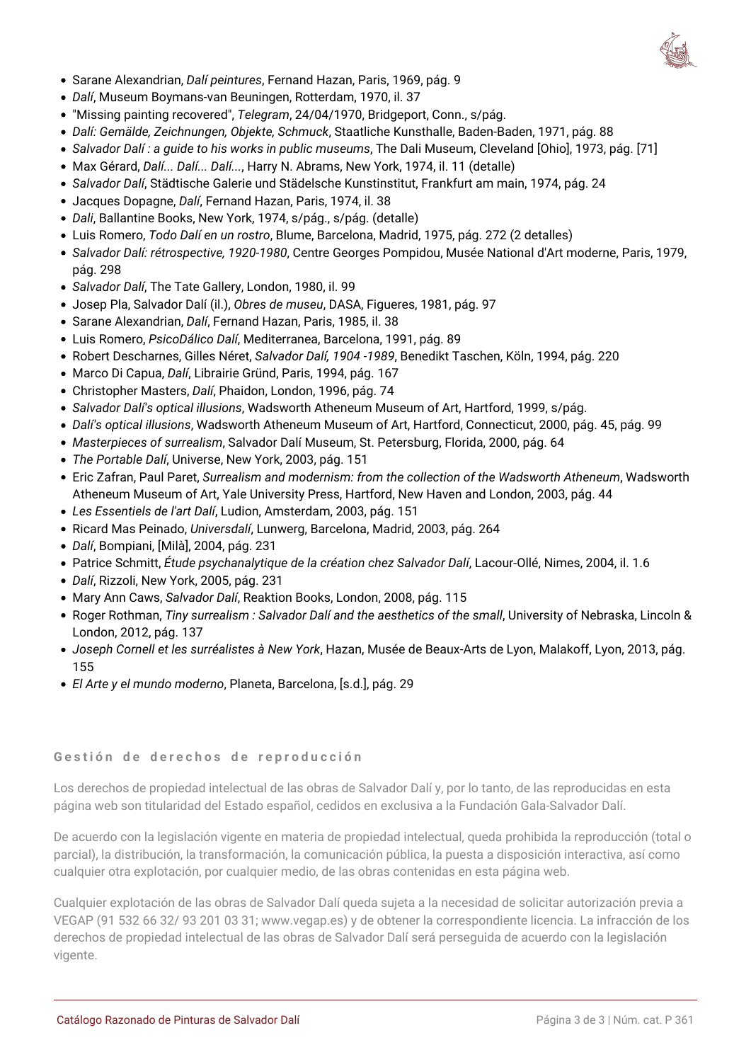- Sarane Alexandrian, *Dalí peintures*, Fernand Hazan, Paris, 1969, pág. 9
- *Dalí*, Museum Boymans-van Beuningen, Rotterdam, 1970, il. 37
- "Missing painting recovered", *Telegram*, 24/04/1970, Bridgeport, Conn., s/pág.
- *Dalí: Gemälde, Zeichnungen, Objekte, Schmuck*, Staatliche Kunsthalle, Baden-Baden, 1971, pág. 88
- *Salvador Dalí : a guide to his works in public museums*, The Dali Museum, Cleveland [Ohio], 1973, pág. [71]
- Max Gérard, *Dalí... Dalí... Dalí...*, Harry N. Abrams, New York, 1974, il. 11 (detalle)
- *Salvador Dalí*, Städtische Galerie und Städelsche Kunstinstitut, Frankfurt am main, 1974, pág. 24
- Jacques Dopagne, *Dalí*, Fernand Hazan, Paris, 1974, il. 38
- *Dali*, Ballantine Books, New York, 1974, s/pág., s/pág. (detalle)
- Luis Romero, *Todo Dalí en un rostro*, Blume, Barcelona, Madrid, 1975, pág. 272 (2 detalles)
- *Salvador Dalí: rétrospective, 1920-1980*, Centre Georges Pompidou, Musée National d'Art moderne, Paris, 1979, pág. 298
- *Salvador Dalí*, The Tate Gallery, London, 1980, il. 99
- Josep Pla, Salvador Dalí (il.), *Obres de museu*, DASA, Figueres, 1981, pág. 97
- Sarane Alexandrian, *Dalí*, Fernand Hazan, Paris, 1985, il. 38
- Luis Romero, *PsicoDálico Dalí*, Mediterranea, Barcelona, 1991, pág. 89
- Robert Descharnes, Gilles Néret, *Salvador Dalí, 1904 -1989*, Benedikt Taschen, Köln, 1994, pág. 220
- Marco Di Capua, *Dalí*, Librairie Gründ, Paris, 1994, pág. 167
- Christopher Masters, *Dalí*, Phaidon, London, 1996, pág. 74
- *Salvador Dalí's optical illusions*, Wadsworth Atheneum Museum of Art, Hartford, 1999, s/pág.
- *Dalí's optical illusions*, Wadsworth Atheneum Museum of Art, Hartford, Connecticut, 2000, pág. 45, pág. 99
- *Masterpieces of surrealism*, Salvador Dalí Museum, St. Petersburg, Florida, 2000, pág. 64
- *The Portable Dalí*, Universe, New York, 2003, pág. 151
- Eric Zafran, Paul Paret, *Surrealism and modernism: from the collection of the Wadsworth Atheneum*, Wadsworth Atheneum Museum of Art, Yale University Press, Hartford, New Haven and London, 2003, pág. 44
- *Les Essentiels de l'art Dalí*, Ludion, Amsterdam, 2003, pág. 151
- Ricard Mas Peinado, *Universdalí*, Lunwerg, Barcelona, Madrid, 2003, pág. 264
- *Dalí*, Bompiani, [Milà], 2004, pág. 231
- Patrice Schmitt, *Étude psychanalytique de la création chez Salvador Dalí*, Lacour-Ollé, Nimes, 2004, il. 1.6
- *Dalí*, Rizzoli, New York, 2005, pág. 231
- Mary Ann Caws, *Salvador Dalí*, Reaktion Books, London, 2008, pág. 115
- Roger Rothman, *Tiny surrealism : Salvador Dalí and the aesthetics of the small*, University of Nebraska, Lincoln & London, 2012, pág. 137
- *Joseph Cornell et les surréalistes à New York*, Hazan, Musée de Beaux-Arts de Lyon, Malakoff, Lyon, 2013, pág. 155
- *El Arte y el mundo moderno*, Planeta, Barcelona, [s.d.], pág. 29

## Gestión de derechos de reproducción

Los derechos de propiedad intelectual de las obras de Salvador Dalí y, por lo tanto, de las reproducidas en esta página web son titularidad del Estado español, cedidos en exclusiva a la Fundación Gala-Salvador Dalí.

De acuerdo con la legislación vigente en materia de propiedad intelectual, queda prohibida la reproducción (total o parcial), la distribución, la transformación, la comunicación pública, la puesta a disposición interactiva, así como cualquier otra explotación, por cualquier medio, de las obras contenidas en esta página web.

Cualquier explotación de las obras de Salvador Dalí queda sujeta a la necesidad de solicitar autorización previa a VEGAP (91 532 66 32/ 93 201 03 31; www.vegap.es) y de obtener la correspondiente licencia. La infracción de los derechos de propiedad intelectual de las obras de Salvador Dalí será perseguida de acuerdo con la legislación vigente.